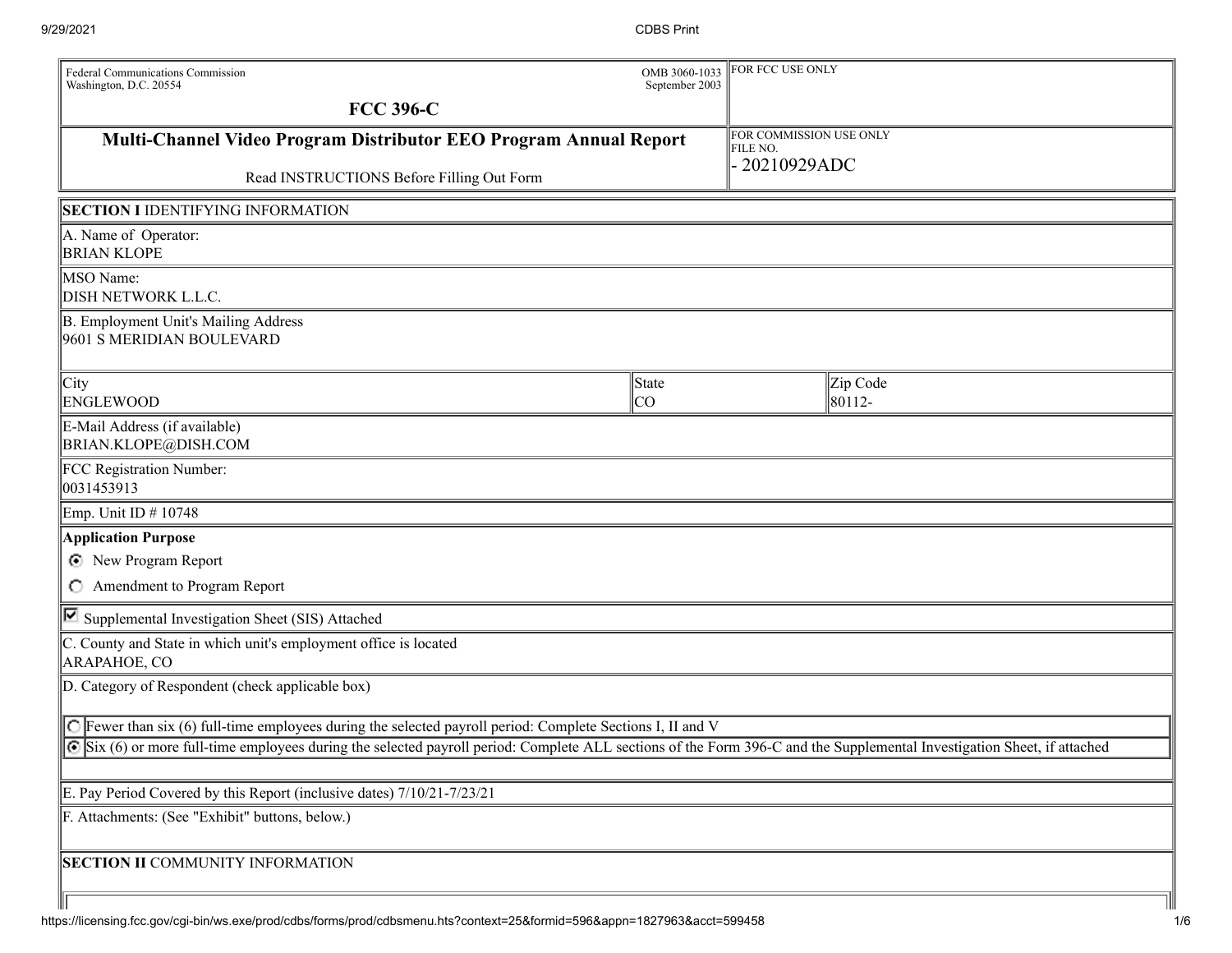Federal Communications Commission
Washington, D.C. 20554

OMB 3060-1033
September 2003

FOR FCC USE ONLY

# FCC 396-C

## Multi-Channel Video Program Distributor EEO Program Annual Report

Read INSTRUCTIONS Before Filling Out Form

FOR COMMISSION USE ONLY
FILE NO.
- 20210929ADC

**SECTION I** IDENTIFYING INFORMATION

A. Name of Operator:
BRIAN KLOPE

MSO Name:
DISH NETWORK L.L.C.

B. Employment Unit's Mailing Address
9601 S MERIDIAN BOULEVARD

| City | State | Zip Code |
|---|---|---|
| ENGLEWOOD | CO | 80112- |

E-Mail Address (if available)
BRIAN.KLOPE@DISH.COM

FCC Registration Number:
0031453913

Emp. Unit ID # 10748

**Application Purpose**

- (●) New Program Report
- ( ) Amendment to Program Report

[x] Supplemental Investigation Sheet (SIS) Attached

C. County and State in which unit's employment office is located
ARAPAHOE, CO

D. Category of Respondent (check applicable box)

- ( ) Fewer than six (6) full-time employees during the selected payroll period: Complete Sections I, II and V
- (●) Six (6) or more full-time employees during the selected payroll period: Complete ALL sections of the Form 396-C and the Supplemental Investigation Sheet, if attached

E. Pay Period Covered by this Report (inclusive dates) 7/10/21-7/23/21

F. Attachments: (See "Exhibit" buttons, below.)

**SECTION II** COMMUNITY INFORMATION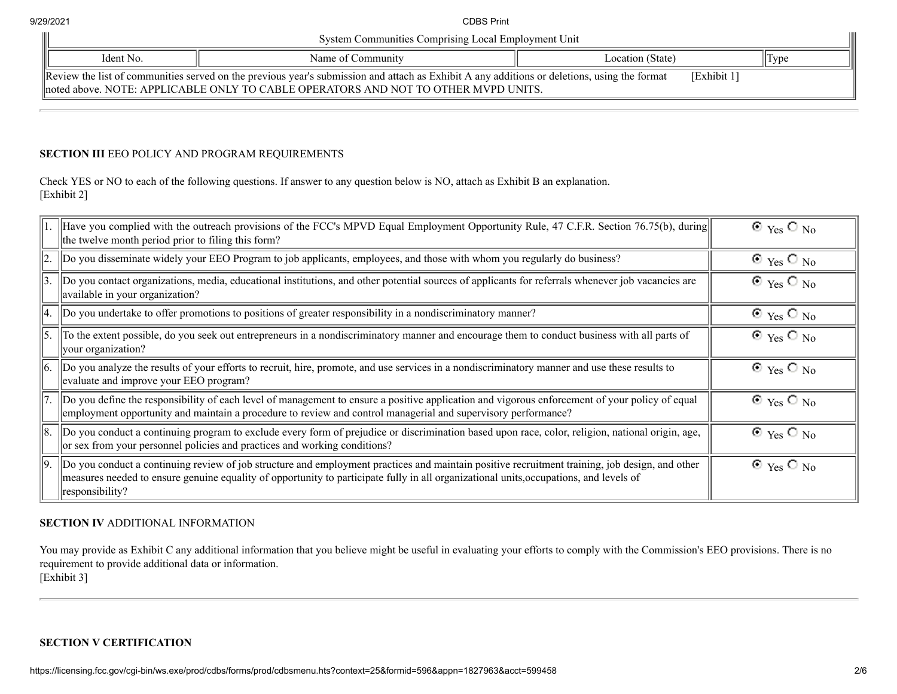| System Communities Comprising Local Employment Unit | | | |
|---|---|---|---|
| Ident No. | Name of Community | Location (State) | Type |
| Review the list of communities served on the previous year's submission and attach as Exhibit A any additions or deletions, using the format noted above. NOTE: APPLICABLE ONLY TO CABLE OPERATORS AND NOT TO OTHER MVPD UNITS. | | [Exhibit 1] | |

**SECTION III** EEO POLICY AND PROGRAM REQUIREMENTS

Check YES or NO to each of the following questions. If answer to any question below is NO, attach as Exhibit B an explanation.
[Exhibit 2]

| | Question | Answer |
|---|---|---|
| 1. | Have you complied with the outreach provisions of the FCC's MPVD Equal Employment Opportunity Rule, 47 C.F.R. Section 76.75(b), during the twelve month period prior to filing this form? | ◉ Yes ○ No |
| 2. | Do you disseminate widely your EEO Program to job applicants, employees, and those with whom you regularly do business? | ◉ Yes ○ No |
| 3. | Do you contact organizations, media, educational institutions, and other potential sources of applicants for referrals whenever job vacancies are available in your organization? | ◉ Yes ○ No |
| 4. | Do you undertake to offer promotions to positions of greater responsibility in a nondiscriminatory manner? | ◉ Yes ○ No |
| 5. | To the extent possible, do you seek out entrepreneurs in a nondiscriminatory manner and encourage them to conduct business with all parts of your organization? | ◉ Yes ○ No |
| 6. | Do you analyze the results of your efforts to recruit, hire, promote, and use services in a nondiscriminatory manner and use these results to evaluate and improve your EEO program? | ◉ Yes ○ No |
| 7. | Do you define the responsibility of each level of management to ensure a positive application and vigorous enforcement of your policy of equal employment opportunity and maintain a procedure to review and control managerial and supervisory performance? | ◉ Yes ○ No |
| 8. | Do you conduct a continuing program to exclude every form of prejudice or discrimination based upon race, color, religion, national origin, age, or sex from your personnel policies and practices and working conditions? | ◉ Yes ○ No |
| 9. | Do you conduct a continuing review of job structure and employment practices and maintain positive recruitment training, job design, and other measures needed to ensure genuine equality of opportunity to participate fully in all organizational units,occupations, and levels of responsibility? | ◉ Yes ○ No |

**SECTION IV** ADDITIONAL INFORMATION

You may provide as Exhibit C any additional information that you believe might be useful in evaluating your efforts to comply with the Commission's EEO provisions. There is no requirement to provide additional data or information.
[Exhibit 3]

**SECTION V CERTIFICATION**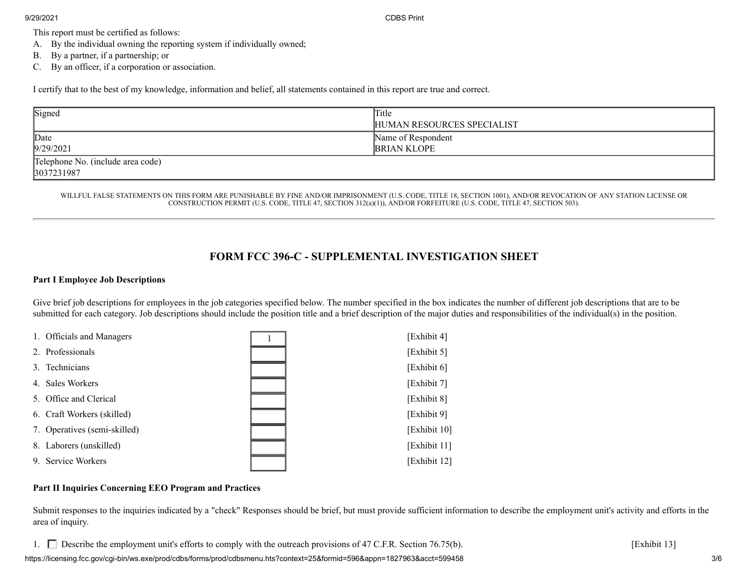This report must be certified as follows:

A. By the individual owning the reporting system if individually owned;
B. By a partner, if a partnership; or
C. By an officer, if a corporation or association.

I certify that to the best of my knowledge, information and belief, all statements contained in this report are true and correct.

| Signed | Title<br>HUMAN RESOURCES SPECIALIST |
|---|---|
| Date<br>9/29/2021 | Name of Respondent<br>BRIAN KLOPE |
| Telephone No. (include area code)<br>3037231987 | |

WILLFUL FALSE STATEMENTS ON THIS FORM ARE PUNISHABLE BY FINE AND/OR IMPRISONMENT (U.S. CODE, TITLE 18, SECTION 1001), AND/OR REVOCATION OF ANY STATION LICENSE OR CONSTRUCTION PERMIT (U.S. CODE, TITLE 47, SECTION 312(a)(1)), AND/OR FORFEITURE (U.S. CODE, TITLE 47, SECTION 503).

---

## FORM FCC 396-C - SUPPLEMENTAL INVESTIGATION SHEET

**Part I Employee Job Descriptions**

Give brief job descriptions for employees in the job categories specified below. The number specified in the box indicates the number of different job descriptions that are to be submitted for each category. Job descriptions should include the position title and a brief description of the major duties and responsibilities of the individual(s) in the position.

| Category | Number | Exhibit |
|---|---|---|
| 1. Officials and Managers | 1 | [Exhibit 4] |
| 2. Professionals | | [Exhibit 5] |
| 3. Technicians | | [Exhibit 6] |
| 4. Sales Workers | | [Exhibit 7] |
| 5. Office and Clerical | | [Exhibit 8] |
| 6. Craft Workers (skilled) | | [Exhibit 9] |
| 7. Operatives (semi-skilled) | | [Exhibit 10] |
| 8. Laborers (unskilled) | | [Exhibit 11] |
| 9. Service Workers | | [Exhibit 12] |

**Part II Inquiries Concerning EEO Program and Practices**

Submit responses to the inquiries indicated by a "check" Responses should be brief, but must provide sufficient information to describe the employment unit's activity and efforts in the area of inquiry.

1. ☐ Describe the employment unit's efforts to comply with the outreach provisions of 47 C.F.R. Section 76.75(b). [Exhibit 13]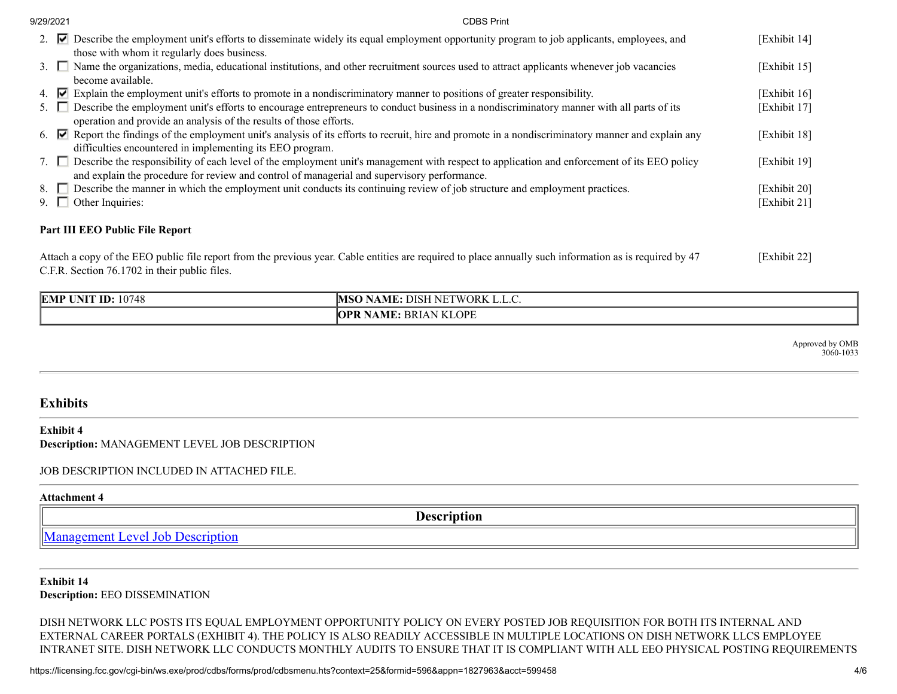2. ☑ Describe the employment unit's efforts to disseminate widely its equal employment opportunity program to job applicants, employees, and those with whom it regularly does business. [Exhibit 14]
3. ☐ Name the organizations, media, educational institutions, and other recruitment sources used to attract applicants whenever job vacancies become available. [Exhibit 15]
4. ☑ Explain the employment unit's efforts to promote in a nondiscriminatory manner to positions of greater responsibility. [Exhibit 16]
5. ☐ Describe the employment unit's efforts to encourage entrepreneurs to conduct business in a nondiscriminatory manner with all parts of its operation and provide an analysis of the results of those efforts. [Exhibit 17]
6. ☑ Report the findings of the employment unit's analysis of its efforts to recruit, hire and promote in a nondiscriminatory manner and explain any difficulties encountered in implementing its EEO program. [Exhibit 18]
7. ☐ Describe the responsibility of each level of the employment unit's management with respect to application and enforcement of its EEO policy and explain the procedure for review and control of managerial and supervisory performance. [Exhibit 19]
8. ☐ Describe the manner in which the employment unit conducts its continuing review of job structure and employment practices. [Exhibit 20]
9. ☐ Other Inquiries: [Exhibit 21]

**Part III EEO Public File Report**

Attach a copy of the EEO public file report from the previous year. Cable entities are required to place annually such information as is required by 47 C.F.R. Section 76.1702 in their public files. [Exhibit 22]

| **EMP UNIT ID:** 10748 | **MSO NAME:** DISH NETWORK L.L.C. |
|---|---|
| | **OPR NAME:** BRIAN KLOPE |

Approved by OMB
3060-1033

## Exhibits

**Exhibit 4**
**Description:** MANAGEMENT LEVEL JOB DESCRIPTION

JOB DESCRIPTION INCLUDED IN ATTACHED FILE.

**Attachment 4**

| Description |
|---|
| Management Level Job Description |

**Exhibit 14**
**Description:** EEO DISSEMINATION

DISH NETWORK LLC POSTS ITS EQUAL EMPLOYMENT OPPORTUNITY POLICY ON EVERY POSTED JOB REQUISITION FOR BOTH ITS INTERNAL AND EXTERNAL CAREER PORTALS (EXHIBIT 4). THE POLICY IS ALSO READILY ACCESSIBLE IN MULTIPLE LOCATIONS ON DISH NETWORK LLCS EMPLOYEE INTRANET SITE. DISH NETWORK LLC CONDUCTS MONTHLY AUDITS TO ENSURE THAT IT IS COMPLIANT WITH ALL EEO PHYSICAL POSTING REQUIREMENTS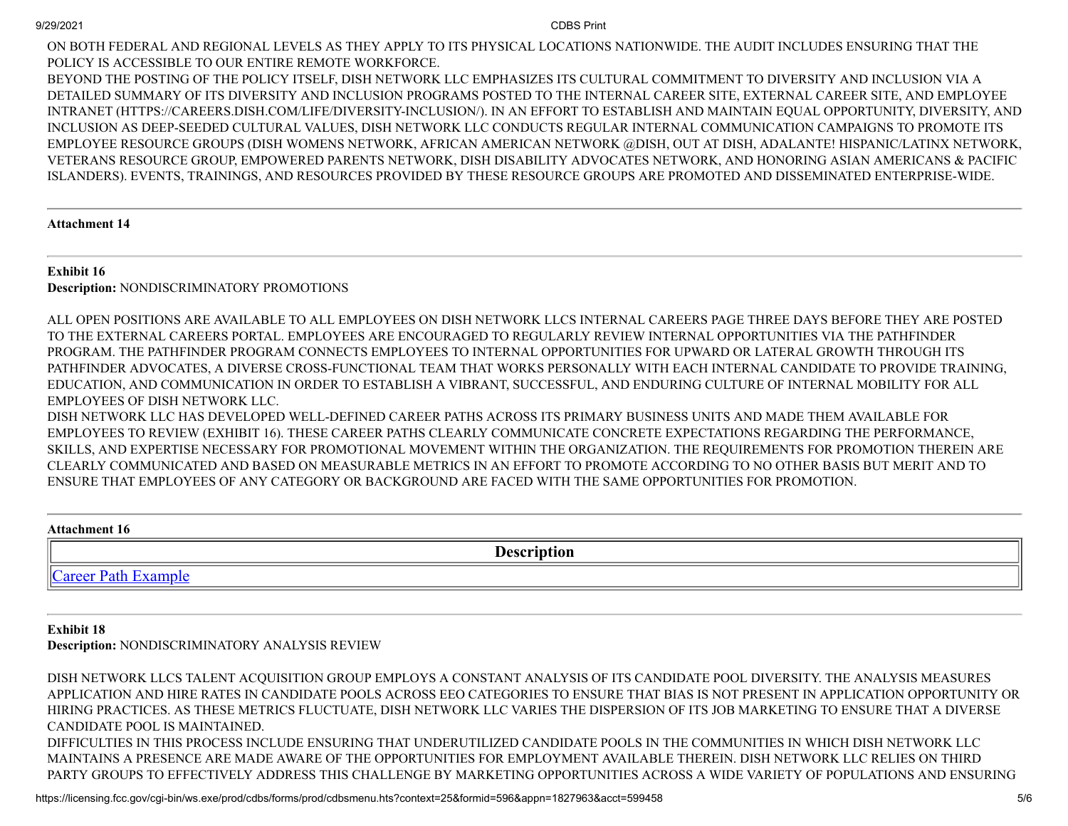ON BOTH FEDERAL AND REGIONAL LEVELS AS THEY APPLY TO ITS PHYSICAL LOCATIONS NATIONWIDE. THE AUDIT INCLUDES ENSURING THAT THE POLICY IS ACCESSIBLE TO OUR ENTIRE REMOTE WORKFORCE.
BEYOND THE POSTING OF THE POLICY ITSELF, DISH NETWORK LLC EMPHASIZES ITS CULTURAL COMMITMENT TO DIVERSITY AND INCLUSION VIA A DETAILED SUMMARY OF ITS DIVERSITY AND INCLUSION PROGRAMS POSTED TO THE INTERNAL CAREER SITE, EXTERNAL CAREER SITE, AND EMPLOYEE INTRANET (HTTPS://CAREERS.DISH.COM/LIFE/DIVERSITY-INCLUSION/). IN AN EFFORT TO ESTABLISH AND MAINTAIN EQUAL OPPORTUNITY, DIVERSITY, AND INCLUSION AS DEEP-SEEDED CULTURAL VALUES, DISH NETWORK LLC CONDUCTS REGULAR INTERNAL COMMUNICATION CAMPAIGNS TO PROMOTE ITS EMPLOYEE RESOURCE GROUPS (DISH WOMENS NETWORK, AFRICAN AMERICAN NETWORK @DISH, OUT AT DISH, ADALANTE! HISPANIC/LATINX NETWORK, VETERANS RESOURCE GROUP, EMPOWERED PARENTS NETWORK, DISH DISABILITY ADVOCATES NETWORK, AND HONORING ASIAN AMERICANS & PACIFIC ISLANDERS). EVENTS, TRAININGS, AND RESOURCES PROVIDED BY THESE RESOURCE GROUPS ARE PROMOTED AND DISSEMINATED ENTERPRISE-WIDE.

---

**Attachment 14**

---

**Exhibit 16**
**Description:** NONDISCRIMINATORY PROMOTIONS

ALL OPEN POSITIONS ARE AVAILABLE TO ALL EMPLOYEES ON DISH NETWORK LLCS INTERNAL CAREERS PAGE THREE DAYS BEFORE THEY ARE POSTED TO THE EXTERNAL CAREERS PORTAL. EMPLOYEES ARE ENCOURAGED TO REGULARLY REVIEW INTERNAL OPPORTUNITIES VIA THE PATHFINDER PROGRAM. THE PATHFINDER PROGRAM CONNECTS EMPLOYEES TO INTERNAL OPPORTUNITIES FOR UPWARD OR LATERAL GROWTH THROUGH ITS PATHFINDER ADVOCATES, A DIVERSE CROSS-FUNCTIONAL TEAM THAT WORKS PERSONALLY WITH EACH INTERNAL CANDIDATE TO PROVIDE TRAINING, EDUCATION, AND COMMUNICATION IN ORDER TO ESTABLISH A VIBRANT, SUCCESSFUL, AND ENDURING CULTURE OF INTERNAL MOBILITY FOR ALL EMPLOYEES OF DISH NETWORK LLC.
DISH NETWORK LLC HAS DEVELOPED WELL-DEFINED CAREER PATHS ACROSS ITS PRIMARY BUSINESS UNITS AND MADE THEM AVAILABLE FOR EMPLOYEES TO REVIEW (EXHIBIT 16). THESE CAREER PATHS CLEARLY COMMUNICATE CONCRETE EXPECTATIONS REGARDING THE PERFORMANCE, SKILLS, AND EXPERTISE NECESSARY FOR PROMOTIONAL MOVEMENT WITHIN THE ORGANIZATION. THE REQUIREMENTS FOR PROMOTION THEREIN ARE CLEARLY COMMUNICATED AND BASED ON MEASURABLE METRICS IN AN EFFORT TO PROMOTE ACCORDING TO NO OTHER BASIS BUT MERIT AND TO ENSURE THAT EMPLOYEES OF ANY CATEGORY OR BACKGROUND ARE FACED WITH THE SAME OPPORTUNITIES FOR PROMOTION.

---

**Attachment 16**

| Description |
|---|
| Career Path Example |

---

**Exhibit 18**
**Description:** NONDISCRIMINATORY ANALYSIS REVIEW

DISH NETWORK LLCS TALENT ACQUISITION GROUP EMPLOYS A CONSTANT ANALYSIS OF ITS CANDIDATE POOL DIVERSITY. THE ANALYSIS MEASURES APPLICATION AND HIRE RATES IN CANDIDATE POOLS ACROSS EEO CATEGORIES TO ENSURE THAT BIAS IS NOT PRESENT IN APPLICATION OPPORTUNITY OR HIRING PRACTICES. AS THESE METRICS FLUCTUATE, DISH NETWORK LLC VARIES THE DISPERSION OF ITS JOB MARKETING TO ENSURE THAT A DIVERSE CANDIDATE POOL IS MAINTAINED.
DIFFICULTIES IN THIS PROCESS INCLUDE ENSURING THAT UNDERUTILIZED CANDIDATE POOLS IN THE COMMUNITIES IN WHICH DISH NETWORK LLC MAINTAINS A PRESENCE ARE MADE AWARE OF THE OPPORTUNITIES FOR EMPLOYMENT AVAILABLE THEREIN. DISH NETWORK LLC RELIES ON THIRD PARTY GROUPS TO EFFECTIVELY ADDRESS THIS CHALLENGE BY MARKETING OPPORTUNITIES ACROSS A WIDE VARIETY OF POPULATIONS AND ENSURING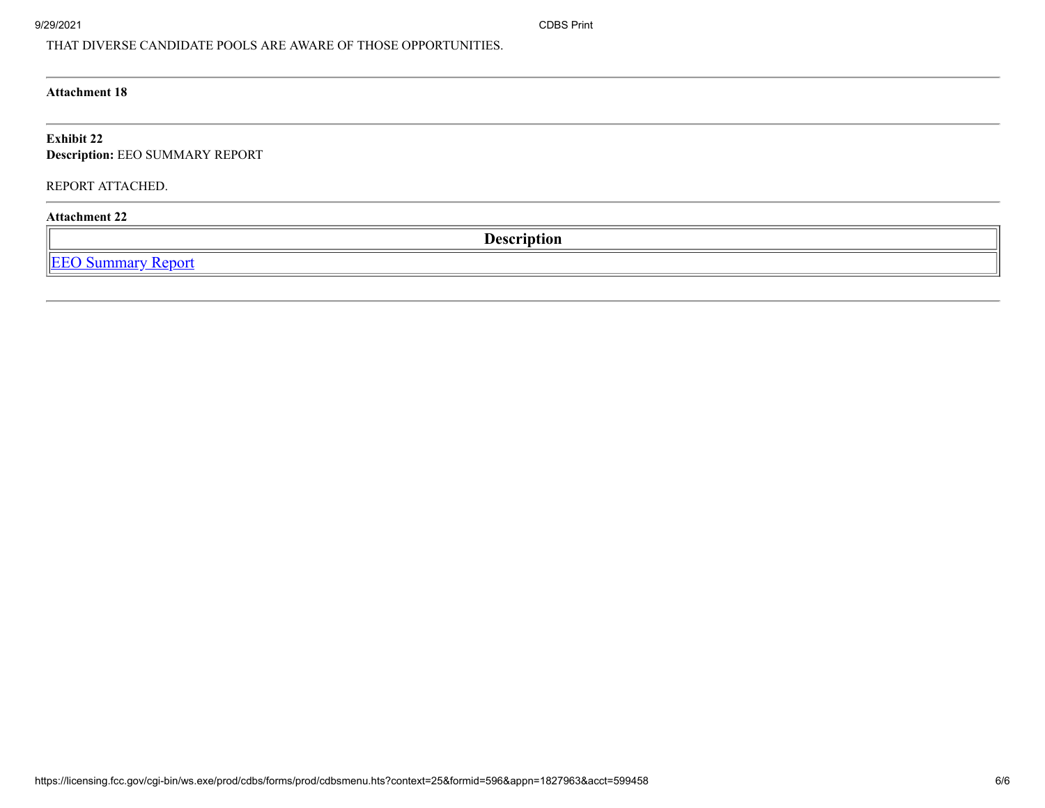THAT DIVERSE CANDIDATE POOLS ARE AWARE OF THOSE OPPORTUNITIES.

---

**Attachment 18**

---

**Exhibit 22**
**Description:** EEO SUMMARY REPORT

REPORT ATTACHED.

---

**Attachment 22**

| Description |
| --- |
| EEO Summary Report |

---